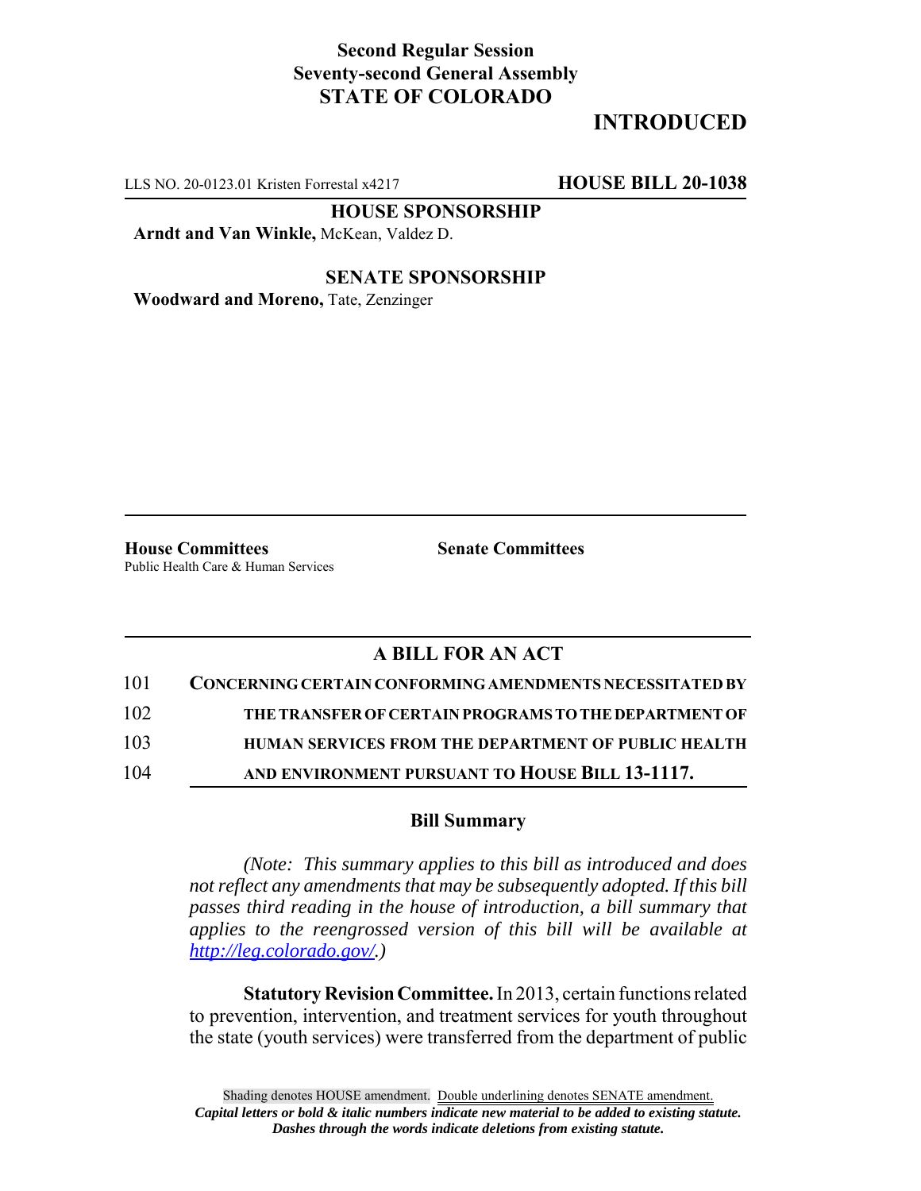**Second Regular Session**
**Seventy-second General Assembly**
**STATE OF COLORADO**

# INTRODUCED

LLS NO. 20-0123.01 Kristen Forrestal x4217 **HOUSE BILL 20-1038**

**HOUSE SPONSORSHIP**

**Arndt and Van Winkle,** McKean, Valdez D.

**SENATE SPONSORSHIP**

**Woodward and Moreno,** Tate, Zenzinger

**House Committees**
Public Health Care & Human Services

**Senate Committees**

## A BILL FOR AN ACT

101 **CONCERNING CERTAIN CONFORMING AMENDMENTS NECESSITATED BY**
102 **THE TRANSFER OF CERTAIN PROGRAMS TO THE DEPARTMENT OF**
103 **HUMAN SERVICES FROM THE DEPARTMENT OF PUBLIC HEALTH**
104 **AND ENVIRONMENT PURSUANT TO HOUSE BILL 13-1117.**

### Bill Summary

*(Note: This summary applies to this bill as introduced and does not reflect any amendments that may be subsequently adopted. If this bill passes third reading in the house of introduction, a bill summary that applies to the reengrossed version of this bill will be available at http://leg.colorado.gov/.)*

**Statutory Revision Committee.** In 2013, certain functions related to prevention, intervention, and treatment services for youth throughout the state (youth services) were transferred from the department of public

Shading denotes HOUSE amendment. Double underlining denotes SENATE amendment.
***Capital letters or bold & italic numbers indicate new material to be added to existing statute.***
***Dashes through the words indicate deletions from existing statute.***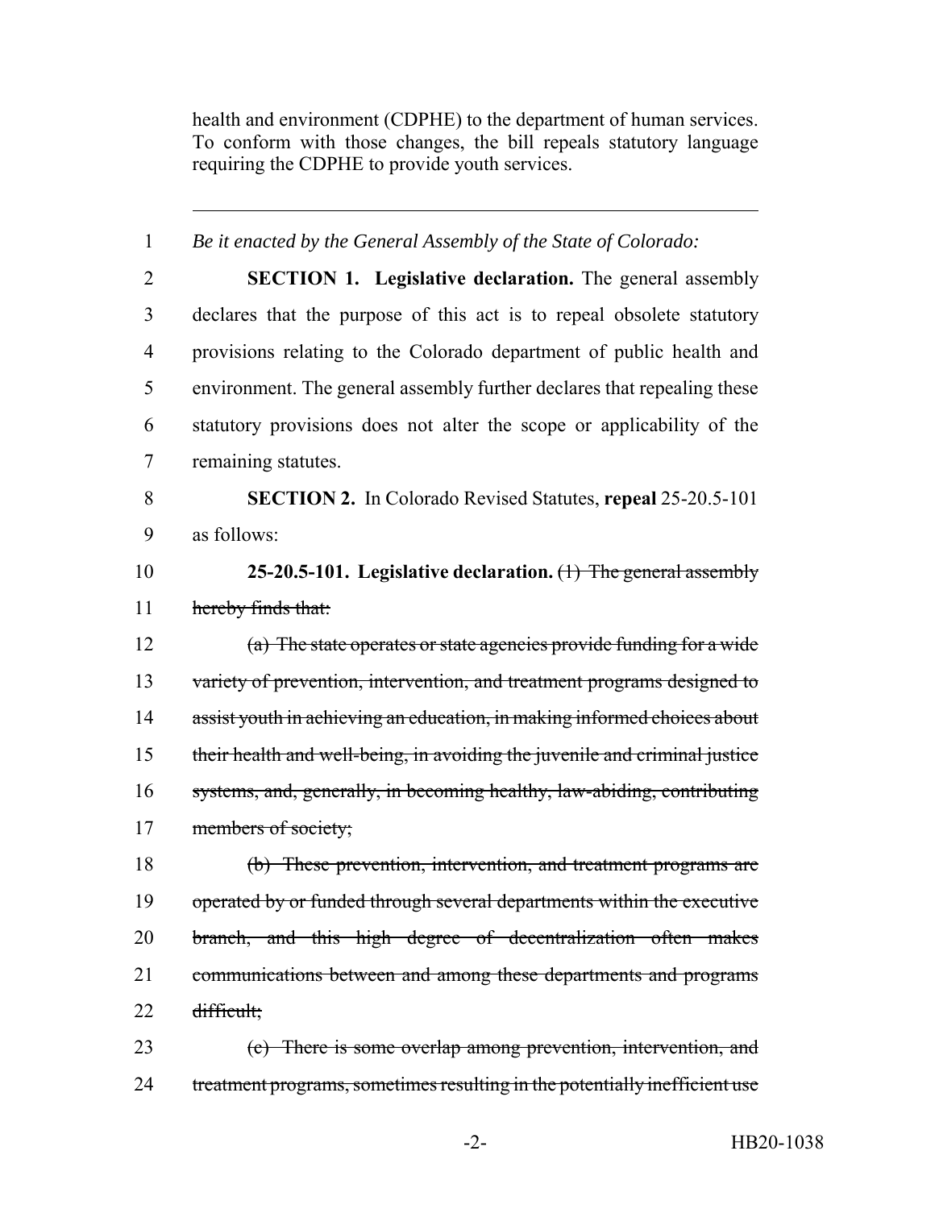health and environment (CDPHE) to the department of human services. To conform with those changes, the bill repeals statutory language requiring the CDPHE to provide youth services.

---

1 *Be it enacted by the General Assembly of the State of Colorado:*

2 **SECTION 1. Legislative declaration.** The general assembly
3 declares that the purpose of this act is to repeal obsolete statutory
4 provisions relating to the Colorado department of public health and
5 environment. The general assembly further declares that repealing these
6 statutory provisions does not alter the scope or applicability of the
7 remaining statutes.

8 **SECTION 2.** In Colorado Revised Statutes, **repeal** 25-20.5-101
9 as follows:

10 **25-20.5-101. Legislative declaration.** ~~(1) The general assembly~~
11 ~~hereby finds that:~~

12 ~~(a) The state operates or state agencies provide funding for a wide~~
13 ~~variety of prevention, intervention, and treatment programs designed to~~
14 ~~assist youth in achieving an education, in making informed choices about~~
15 ~~their health and well-being, in avoiding the juvenile and criminal justice~~
16 ~~systems, and, generally, in becoming healthy, law-abiding, contributing~~
17 ~~members of society;~~

18 ~~(b) These prevention, intervention, and treatment programs are~~
19 ~~operated by or funded through several departments within the executive~~
20 ~~branch, and this high degree of decentralization often makes~~
21 ~~communications between and among these departments and programs~~
22 ~~difficult;~~

23 ~~(c) There is some overlap among prevention, intervention, and~~
24 ~~treatment programs, sometimes resulting in the potentially inefficient use~~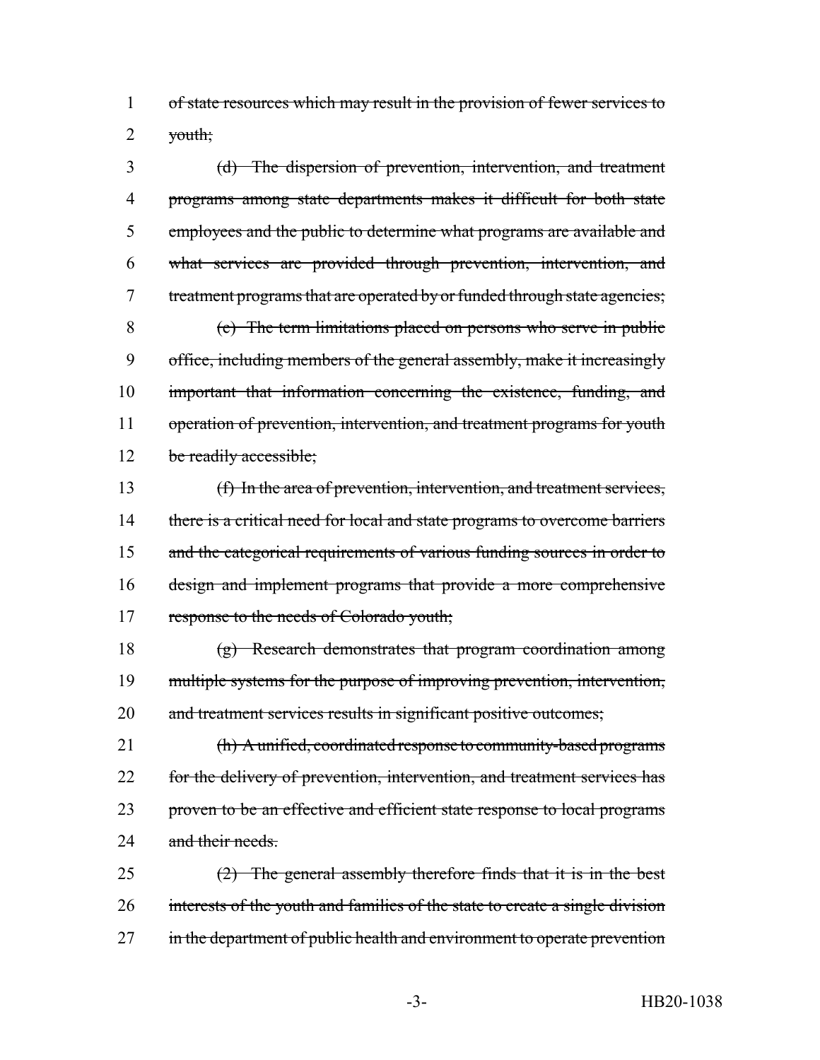of state resources which may result in the provision of fewer services to youth;

(d) The dispersion of prevention, intervention, and treatment programs among state departments makes it difficult for both state employees and the public to determine what programs are available and what services are provided through prevention, intervention, and treatment programs that are operated by or funded through state agencies;

(e) The term limitations placed on persons who serve in public office, including members of the general assembly, make it increasingly important that information concerning the existence, funding, and operation of prevention, intervention, and treatment programs for youth be readily accessible;

(f) In the area of prevention, intervention, and treatment services, there is a critical need for local and state programs to overcome barriers and the categorical requirements of various funding sources in order to design and implement programs that provide a more comprehensive response to the needs of Colorado youth;

(g) Research demonstrates that program coordination among multiple systems for the purpose of improving prevention, intervention, and treatment services results in significant positive outcomes;

(h) A unified, coordinated response to community-based programs for the delivery of prevention, intervention, and treatment services has proven to be an effective and efficient state response to local programs and their needs.

(2) The general assembly therefore finds that it is in the best interests of the youth and families of the state to create a single division in the department of public health and environment to operate prevention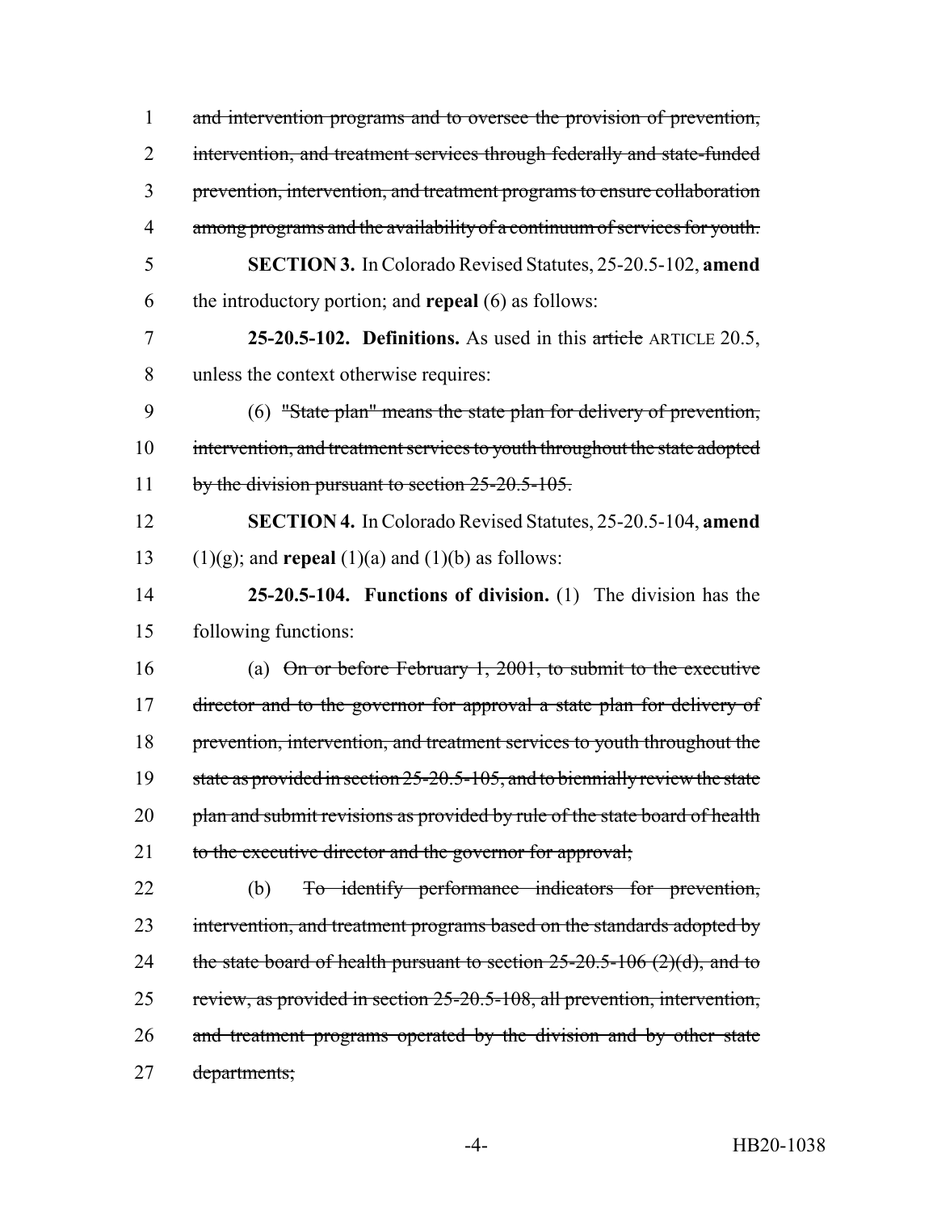~~and intervention programs and to oversee the provision of prevention, intervention, and treatment services through federally and state-funded prevention, intervention, and treatment programs to ensure collaboration among programs and the availability of a continuum of services for youth.~~

**SECTION 3.** In Colorado Revised Statutes, 25-20.5-102, **amend** the introductory portion; and **repeal** (6) as follows:

**25-20.5-102. Definitions.** As used in this ~~article~~ ARTICLE 20.5, unless the context otherwise requires:

(6) ~~"State plan" means the state plan for delivery of prevention, intervention, and treatment services to youth throughout the state adopted by the division pursuant to section 25-20.5-105.~~

**SECTION 4.** In Colorado Revised Statutes, 25-20.5-104, **amend** (1)(g); and **repeal** (1)(a) and (1)(b) as follows:

**25-20.5-104. Functions of division.** (1) The division has the following functions:

(a) ~~On or before February 1, 2001, to submit to the executive director and to the governor for approval a state plan for delivery of prevention, intervention, and treatment services to youth throughout the state as provided in section 25-20.5-105, and to biennially review the state plan and submit revisions as provided by rule of the state board of health to the executive director and the governor for approval;~~

(b) ~~To identify performance indicators for prevention, intervention, and treatment programs based on the standards adopted by the state board of health pursuant to section 25-20.5-106 (2)(d), and to review, as provided in section 25-20.5-108, all prevention, intervention, and treatment programs operated by the division and by other state departments;~~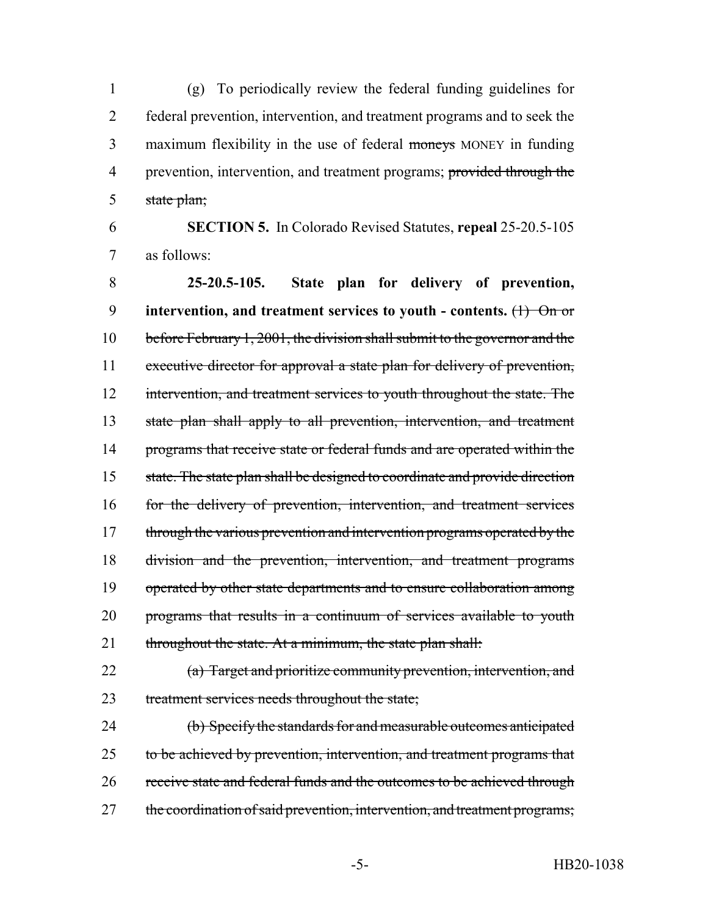(g) To periodically review the federal funding guidelines for federal prevention, intervention, and treatment programs and to seek the maximum flexibility in the use of federal ~~moneys~~ MONEY in funding prevention, intervention, and treatment programs; ~~provided through the state plan;~~

**SECTION 5.** In Colorado Revised Statutes, **repeal** 25-20.5-105 as follows:

**25-20.5-105. State plan for delivery of prevention, intervention, and treatment services to youth - contents.** ~~(1) On or before February 1, 2001, the division shall submit to the governor and the executive director for approval a state plan for delivery of prevention, intervention, and treatment services to youth throughout the state. The state plan shall apply to all prevention, intervention, and treatment programs that receive state or federal funds and are operated within the state. The state plan shall be designed to coordinate and provide direction for the delivery of prevention, intervention, and treatment services through the various prevention and intervention programs operated by the division and the prevention, intervention, and treatment programs operated by other state departments and to ensure collaboration among programs that results in a continuum of services available to youth throughout the state. At a minimum, the state plan shall:~~

~~(a) Target and prioritize community prevention, intervention, and treatment services needs throughout the state;~~

~~(b) Specify the standards for and measurable outcomes anticipated to be achieved by prevention, intervention, and treatment programs that receive state and federal funds and the outcomes to be achieved through the coordination of said prevention, intervention, and treatment programs;~~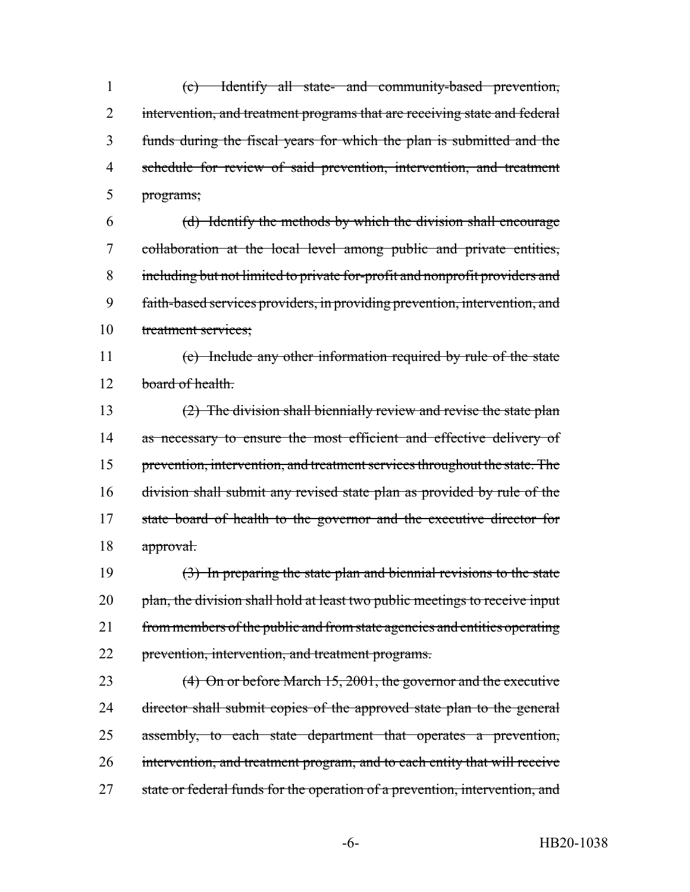~~(c) Identify all state- and community-based prevention, intervention, and treatment programs that are receiving state and federal funds during the fiscal years for which the plan is submitted and the schedule for review of said prevention, intervention, and treatment programs;~~

~~(d) Identify the methods by which the division shall encourage collaboration at the local level among public and private entities, including but not limited to private for-profit and nonprofit providers and faith-based services providers, in providing prevention, intervention, and treatment services;~~

~~(e) Include any other information required by rule of the state board of health.~~

~~(2) The division shall biennially review and revise the state plan as necessary to ensure the most efficient and effective delivery of prevention, intervention, and treatment services throughout the state. The division shall submit any revised state plan as provided by rule of the state board of health to the governor and the executive director for approval.~~

~~(3) In preparing the state plan and biennial revisions to the state plan, the division shall hold at least two public meetings to receive input from members of the public and from state agencies and entities operating prevention, intervention, and treatment programs.~~

~~(4) On or before March 15, 2001, the governor and the executive director shall submit copies of the approved state plan to the general assembly, to each state department that operates a prevention, intervention, and treatment program, and to each entity that will receive state or federal funds for the operation of a prevention, intervention, and~~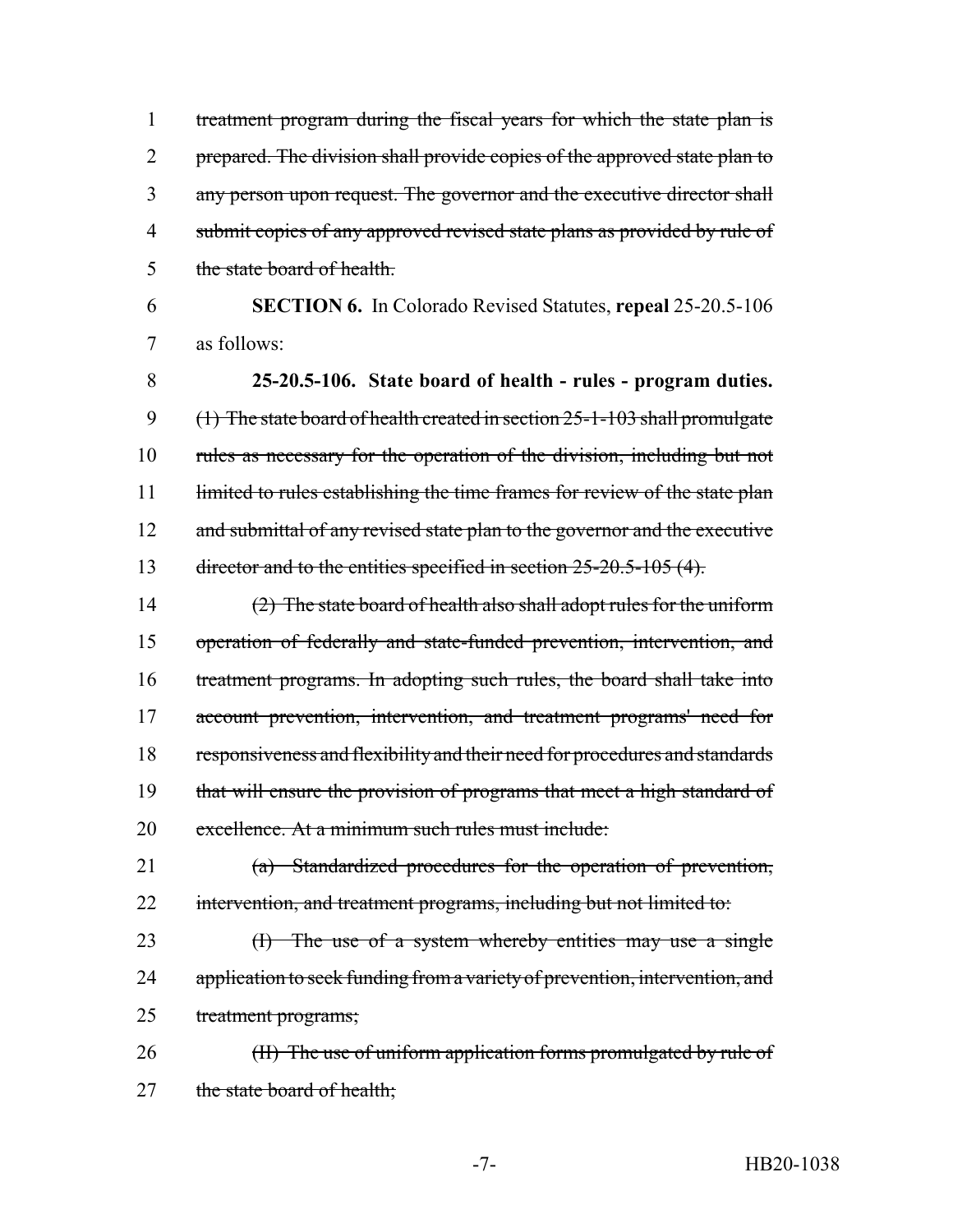treatment program during the fiscal years for which the state plan is prepared. The division shall provide copies of the approved state plan to any person upon request. The governor and the executive director shall submit copies of any approved revised state plans as provided by rule of the state board of health.

**SECTION 6.** In Colorado Revised Statutes, **repeal** 25-20.5-106 as follows:

**25-20.5-106. State board of health - rules - program duties.** (1) The state board of health created in section 25-1-103 shall promulgate rules as necessary for the operation of the division, including but not limited to rules establishing the time frames for review of the state plan and submittal of any revised state plan to the governor and the executive director and to the entities specified in section 25-20.5-105 (4).

(2) The state board of health also shall adopt rules for the uniform operation of federally and state-funded prevention, intervention, and treatment programs. In adopting such rules, the board shall take into account prevention, intervention, and treatment programs' need for responsiveness and flexibility and their need for procedures and standards that will ensure the provision of programs that meet a high standard of excellence. At a minimum such rules must include:

(a) Standardized procedures for the operation of prevention, intervention, and treatment programs, including but not limited to:

(I) The use of a system whereby entities may use a single application to seek funding from a variety of prevention, intervention, and treatment programs;

(II) The use of uniform application forms promulgated by rule of the state board of health;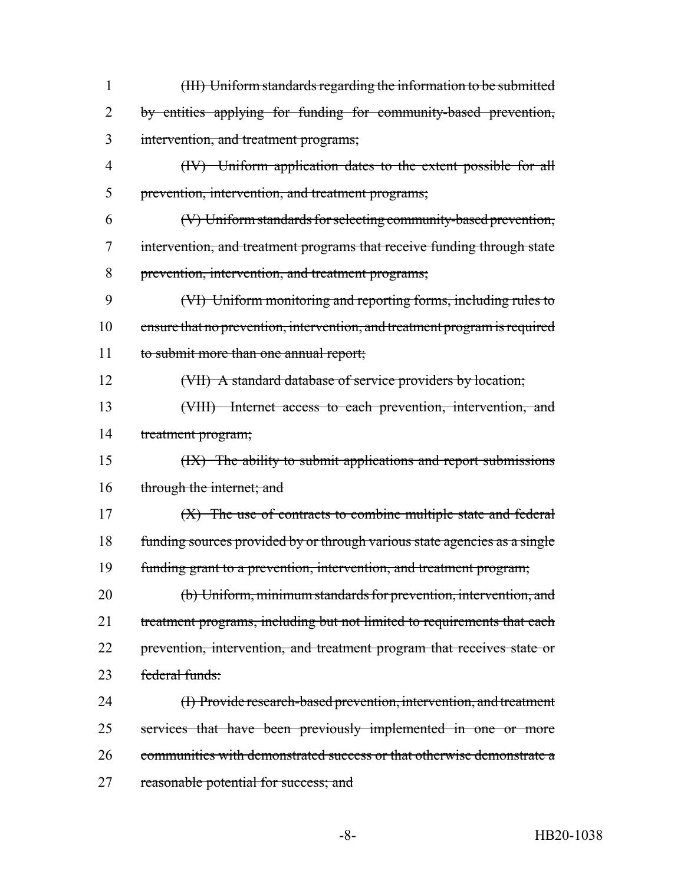1 ~~(III) Uniform standards regarding the information to be submitted~~
2 ~~by entities applying for funding for community-based prevention,~~
3 ~~intervention, and treatment programs;~~

4 ~~(IV) Uniform application dates to the extent possible for all~~
5 ~~prevention, intervention, and treatment programs;~~

6 ~~(V) Uniform standards for selecting community-based prevention,~~
7 ~~intervention, and treatment programs that receive funding through state~~
8 ~~prevention, intervention, and treatment programs;~~

9 ~~(VI) Uniform monitoring and reporting forms, including rules to~~
10 ~~ensure that no prevention, intervention, and treatment program is required~~
11 ~~to submit more than one annual report;~~

12 ~~(VII) A standard database of service providers by location;~~

13 ~~(VIII) Internet access to each prevention, intervention, and~~
14 ~~treatment program;~~

15 ~~(IX) The ability to submit applications and report submissions~~
16 ~~through the internet; and~~

17 ~~(X) The use of contracts to combine multiple state and federal~~
18 ~~funding sources provided by or through various state agencies as a single~~
19 ~~funding grant to a prevention, intervention, and treatment program;~~

20 ~~(b) Uniform, minimum standards for prevention, intervention, and~~
21 ~~treatment programs, including but not limited to requirements that each~~
22 ~~prevention, intervention, and treatment program that receives state or~~
23 ~~federal funds:~~

24 ~~(I) Provide research-based prevention, intervention, and treatment~~
25 ~~services that have been previously implemented in one or more~~
26 ~~communities with demonstrated success or that otherwise demonstrate a~~
27 ~~reasonable potential for success; and~~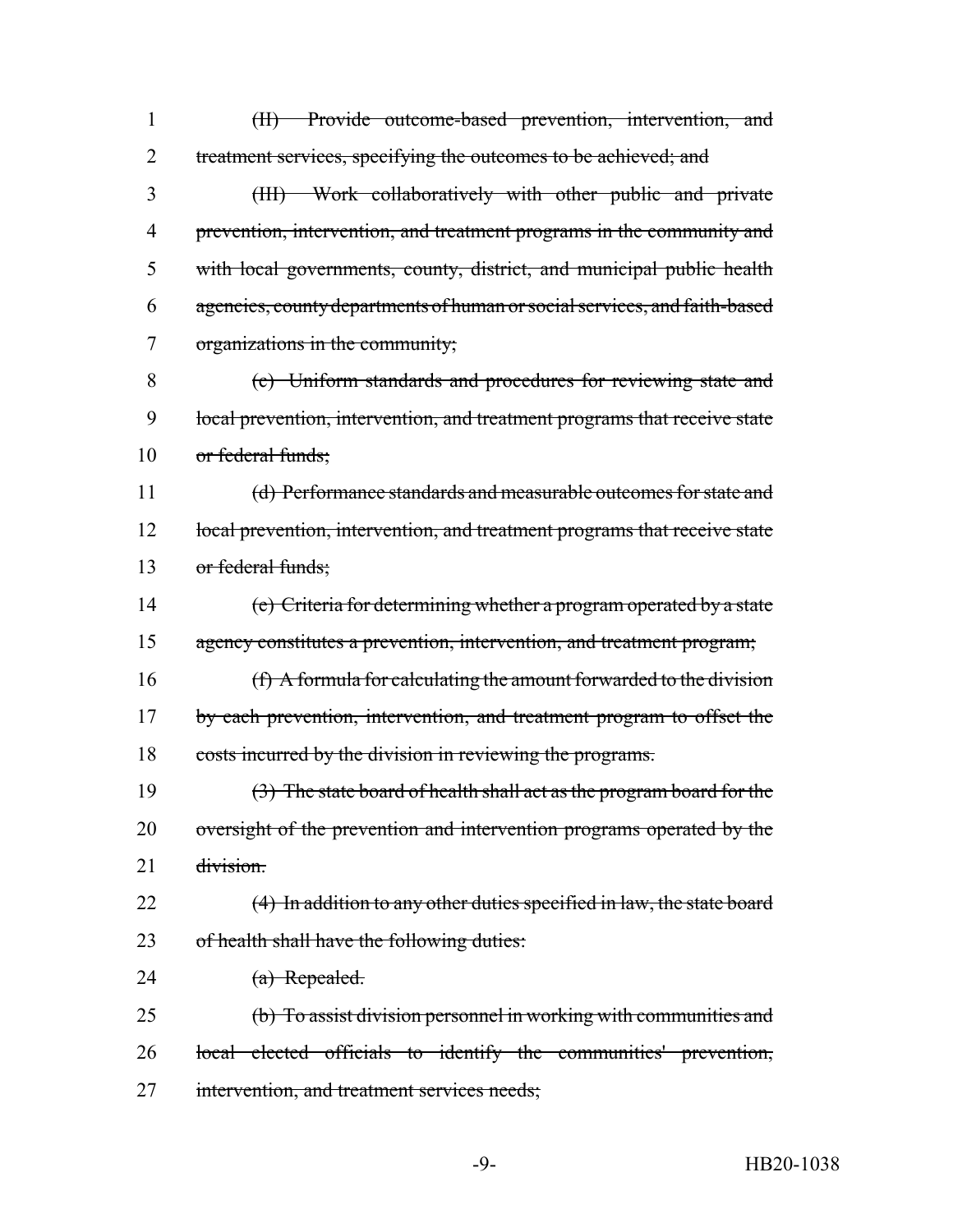(II) Provide outcome-based prevention, intervention, and treatment services, specifying the outcomes to be achieved; and

(III) Work collaboratively with other public and private prevention, intervention, and treatment programs in the community and with local governments, county, district, and municipal public health agencies, county departments of human or social services, and faith-based organizations in the community;

(c) Uniform standards and procedures for reviewing state and local prevention, intervention, and treatment programs that receive state or federal funds;

(d) Performance standards and measurable outcomes for state and local prevention, intervention, and treatment programs that receive state or federal funds;

(e) Criteria for determining whether a program operated by a state agency constitutes a prevention, intervention, and treatment program;

(f) A formula for calculating the amount forwarded to the division by each prevention, intervention, and treatment program to offset the costs incurred by the division in reviewing the programs.

(3) The state board of health shall act as the program board for the oversight of the prevention and intervention programs operated by the division.

(4) In addition to any other duties specified in law, the state board of health shall have the following duties:

(a) Repealed.

(b) To assist division personnel in working with communities and local elected officials to identify the communities' prevention, intervention, and treatment services needs;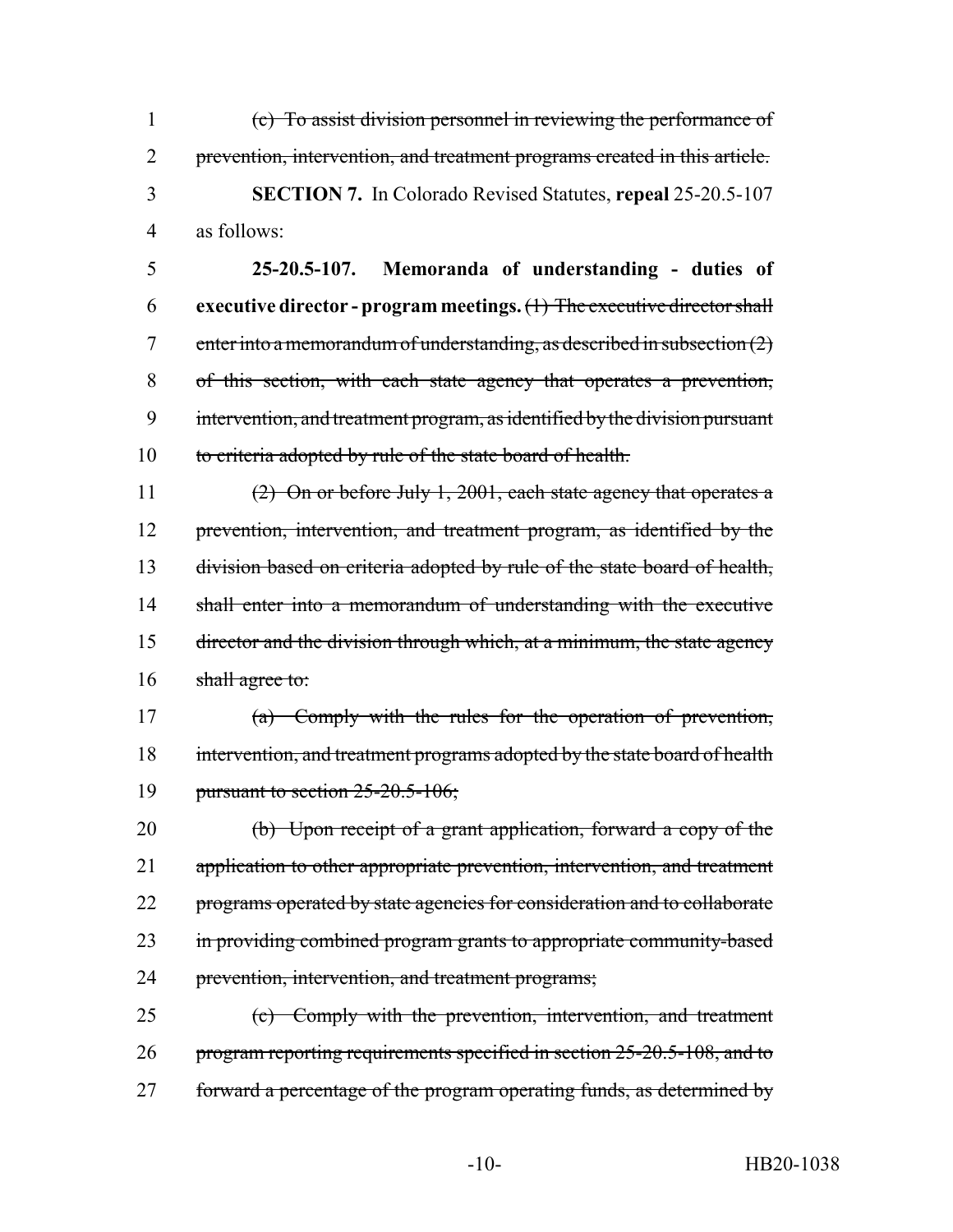~~(c) To assist division personnel in reviewing the performance of prevention, intervention, and treatment programs created in this article.~~

**SECTION 7.** In Colorado Revised Statutes, **repeal** 25-20.5-107 as follows:

**25-20.5-107. Memoranda of understanding - duties of executive director - program meetings.** ~~(1) The executive director shall enter into a memorandum of understanding, as described in subsection (2) of this section, with each state agency that operates a prevention, intervention, and treatment program, as identified by the division pursuant to criteria adopted by rule of the state board of health.~~

~~(2) On or before July 1, 2001, each state agency that operates a prevention, intervention, and treatment program, as identified by the division based on criteria adopted by rule of the state board of health, shall enter into a memorandum of understanding with the executive director and the division through which, at a minimum, the state agency shall agree to:~~

~~(a) Comply with the rules for the operation of prevention, intervention, and treatment programs adopted by the state board of health pursuant to section 25-20.5-106;~~

~~(b) Upon receipt of a grant application, forward a copy of the application to other appropriate prevention, intervention, and treatment programs operated by state agencies for consideration and to collaborate in providing combined program grants to appropriate community-based prevention, intervention, and treatment programs;~~

~~(c) Comply with the prevention, intervention, and treatment program reporting requirements specified in section 25-20.5-108, and to forward a percentage of the program operating funds, as determined by~~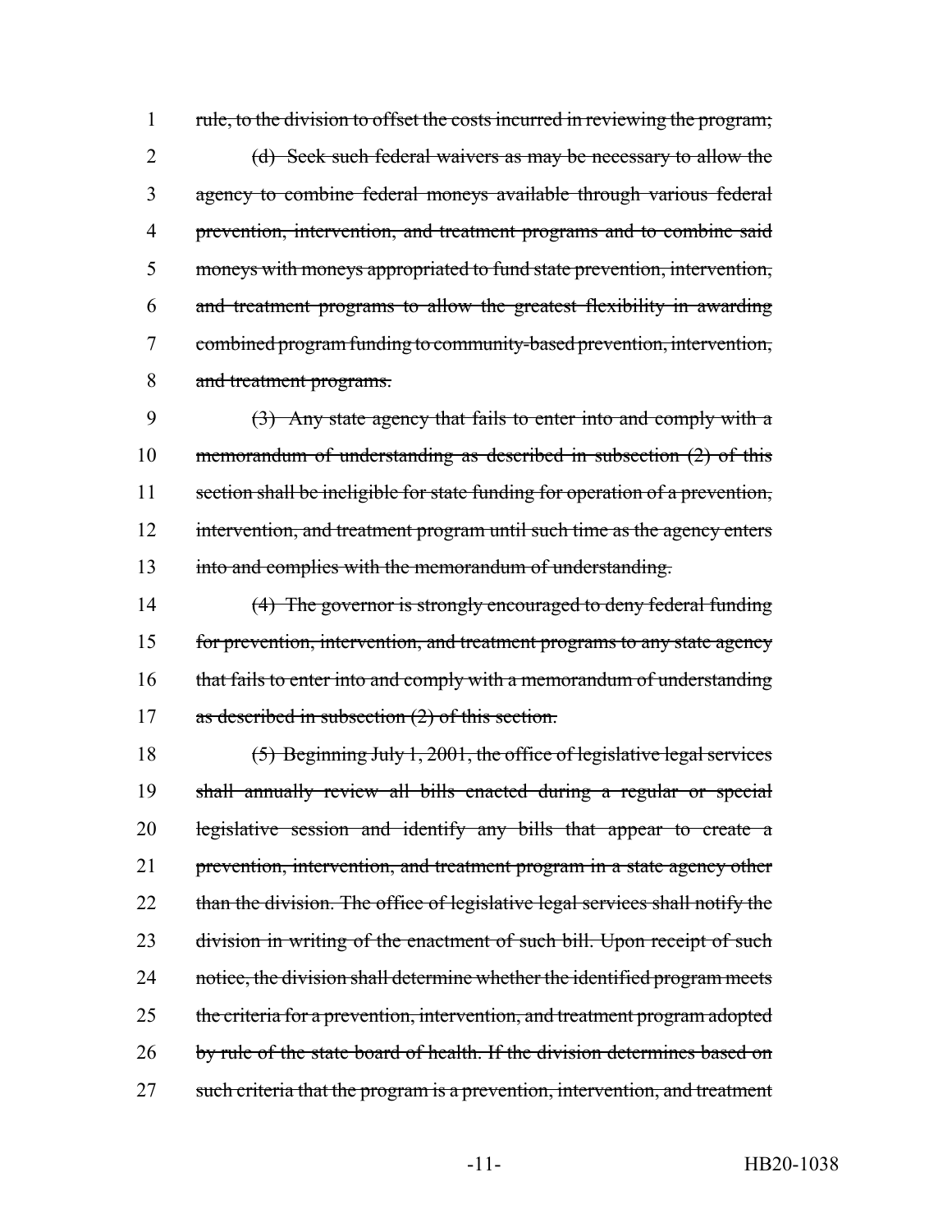rule, to the division to offset the costs incurred in reviewing the program;

(d) Seek such federal waivers as may be necessary to allow the agency to combine federal moneys available through various federal prevention, intervention, and treatment programs and to combine said moneys with moneys appropriated to fund state prevention, intervention, and treatment programs to allow the greatest flexibility in awarding combined program funding to community-based prevention, intervention, and treatment programs.

(3) Any state agency that fails to enter into and comply with a memorandum of understanding as described in subsection (2) of this section shall be ineligible for state funding for operation of a prevention, intervention, and treatment program until such time as the agency enters into and complies with the memorandum of understanding.

(4) The governor is strongly encouraged to deny federal funding for prevention, intervention, and treatment programs to any state agency that fails to enter into and comply with a memorandum of understanding as described in subsection (2) of this section.

(5) Beginning July 1, 2001, the office of legislative legal services shall annually review all bills enacted during a regular or special legislative session and identify any bills that appear to create a prevention, intervention, and treatment program in a state agency other than the division. The office of legislative legal services shall notify the division in writing of the enactment of such bill. Upon receipt of such notice, the division shall determine whether the identified program meets the criteria for a prevention, intervention, and treatment program adopted by rule of the state board of health. If the division determines based on such criteria that the program is a prevention, intervention, and treatment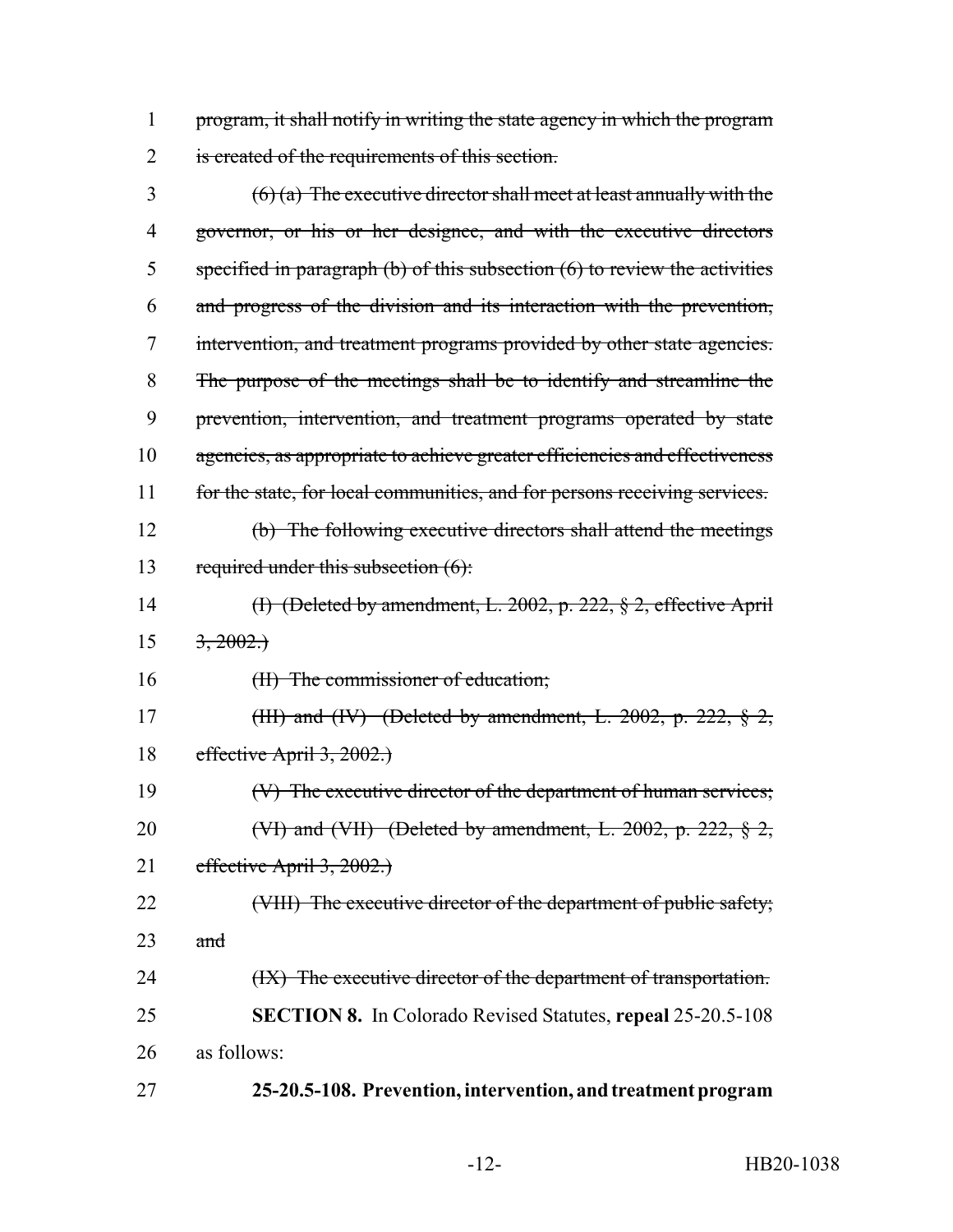~~program, it shall notify in writing the state agency in which the program is created of the requirements of this section.~~

~~(6) (a) The executive director shall meet at least annually with the governor, or his or her designee, and with the executive directors specified in paragraph (b) of this subsection (6) to review the activities and progress of the division and its interaction with the prevention, intervention, and treatment programs provided by other state agencies. The purpose of the meetings shall be to identify and streamline the prevention, intervention, and treatment programs operated by state agencies, as appropriate to achieve greater efficiencies and effectiveness for the state, for local communities, and for persons receiving services.~~

~~(b) The following executive directors shall attend the meetings required under this subsection (6):~~

~~(I) (Deleted by amendment, L. 2002, p. 222, § 2, effective April 3, 2002.)~~

~~(II) The commissioner of education;~~

~~(III) and (IV) (Deleted by amendment, L. 2002, p. 222, § 2, effective April 3, 2002.)~~

~~(V) The executive director of the department of human services;~~

~~(VI) and (VII) (Deleted by amendment, L. 2002, p. 222, § 2, effective April 3, 2002.)~~

~~(VIII) The executive director of the department of public safety; and~~

~~(IX) The executive director of the department of transportation.~~

**SECTION 8.** In Colorado Revised Statutes, **repeal** 25-20.5-108 as follows:

**25-20.5-108. Prevention, intervention, and treatment program**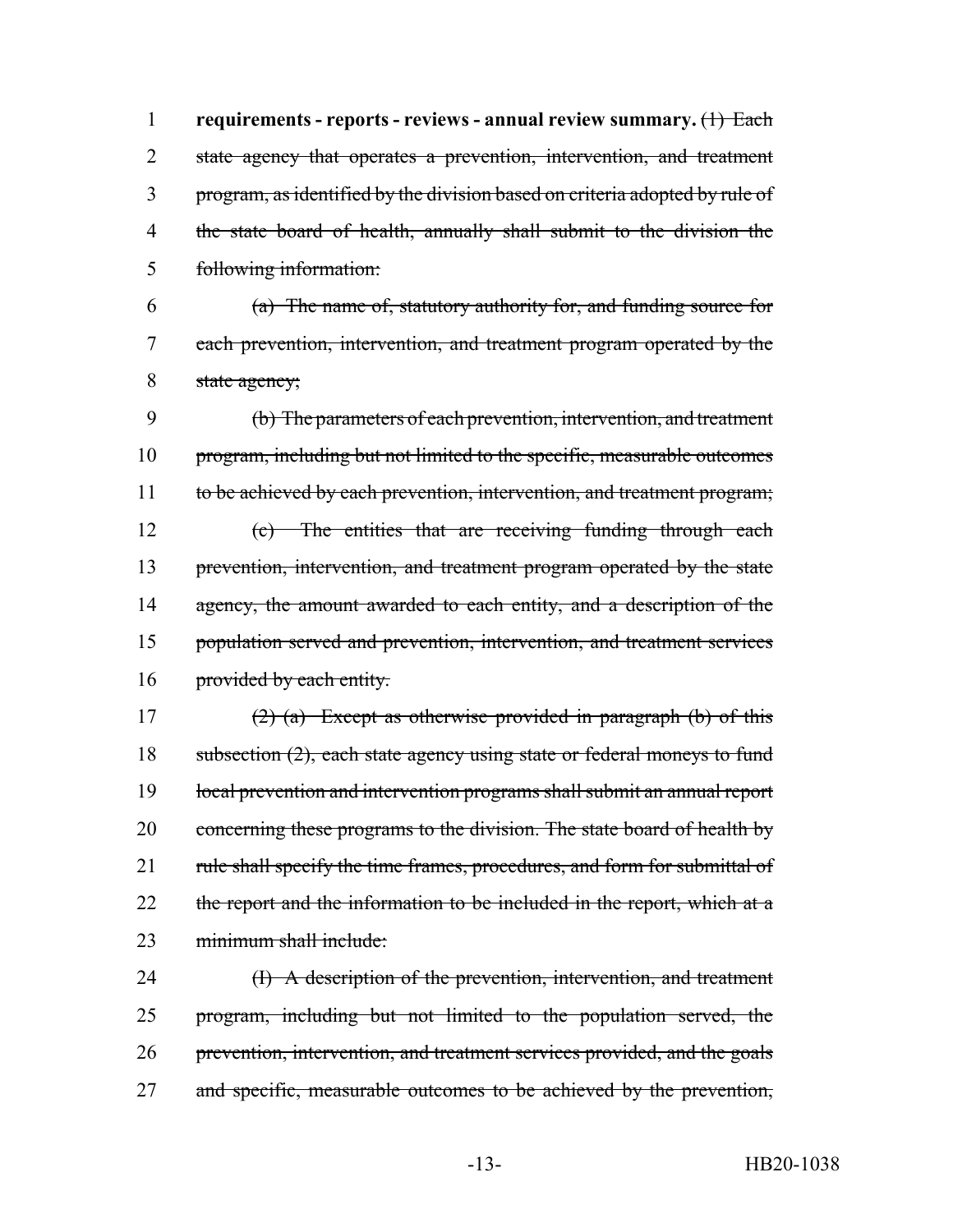**requirements - reports - reviews - annual review summary.** ~~(1) Each state agency that operates a prevention, intervention, and treatment program, as identified by the division based on criteria adopted by rule of the state board of health, annually shall submit to the division the following information:~~

~~(a) The name of, statutory authority for, and funding source for each prevention, intervention, and treatment program operated by the state agency;~~

~~(b) The parameters of each prevention, intervention, and treatment program, including but not limited to the specific, measurable outcomes to be achieved by each prevention, intervention, and treatment program;~~

~~(c) The entities that are receiving funding through each prevention, intervention, and treatment program operated by the state agency, the amount awarded to each entity, and a description of the population served and prevention, intervention, and treatment services provided by each entity.~~

~~(2) (a) Except as otherwise provided in paragraph (b) of this subsection (2), each state agency using state or federal moneys to fund local prevention and intervention programs shall submit an annual report concerning these programs to the division. The state board of health by rule shall specify the time frames, procedures, and form for submittal of the report and the information to be included in the report, which at a minimum shall include:~~

~~(I) A description of the prevention, intervention, and treatment program, including but not limited to the population served, the prevention, intervention, and treatment services provided, and the goals and specific, measurable outcomes to be achieved by the prevention,~~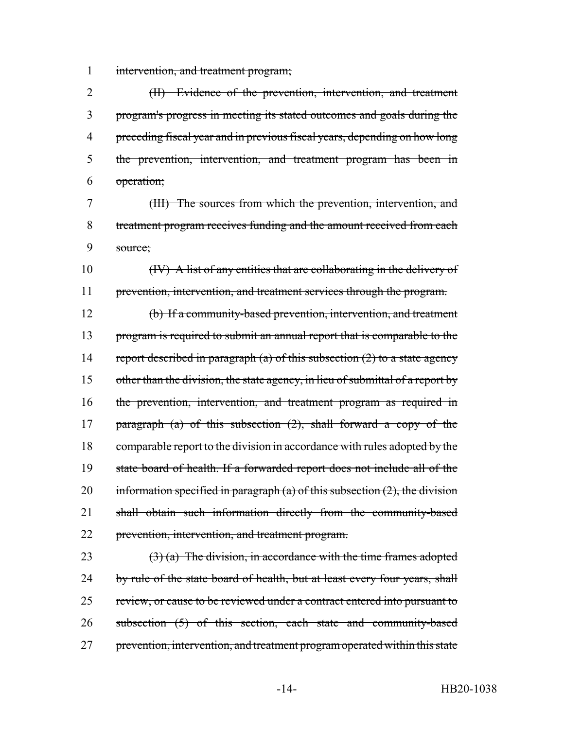~~intervention, and treatment program;~~

~~(II) Evidence of the prevention, intervention, and treatment program's progress in meeting its stated outcomes and goals during the preceding fiscal year and in previous fiscal years, depending on how long the prevention, intervention, and treatment program has been in operation;~~

~~(III) The sources from which the prevention, intervention, and treatment program receives funding and the amount received from each source;~~

~~(IV) A list of any entities that are collaborating in the delivery of prevention, intervention, and treatment services through the program.~~

~~(b) If a community-based prevention, intervention, and treatment program is required to submit an annual report that is comparable to the report described in paragraph (a) of this subsection (2) to a state agency other than the division, the state agency, in lieu of submittal of a report by the prevention, intervention, and treatment program as required in paragraph (a) of this subsection (2), shall forward a copy of the comparable report to the division in accordance with rules adopted by the state board of health. If a forwarded report does not include all of the information specified in paragraph (a) of this subsection (2), the division shall obtain such information directly from the community-based prevention, intervention, and treatment program.~~

~~(3) (a) The division, in accordance with the time frames adopted by rule of the state board of health, but at least every four years, shall review, or cause to be reviewed under a contract entered into pursuant to subsection (5) of this section, each state and community-based prevention, intervention, and treatment program operated within this state~~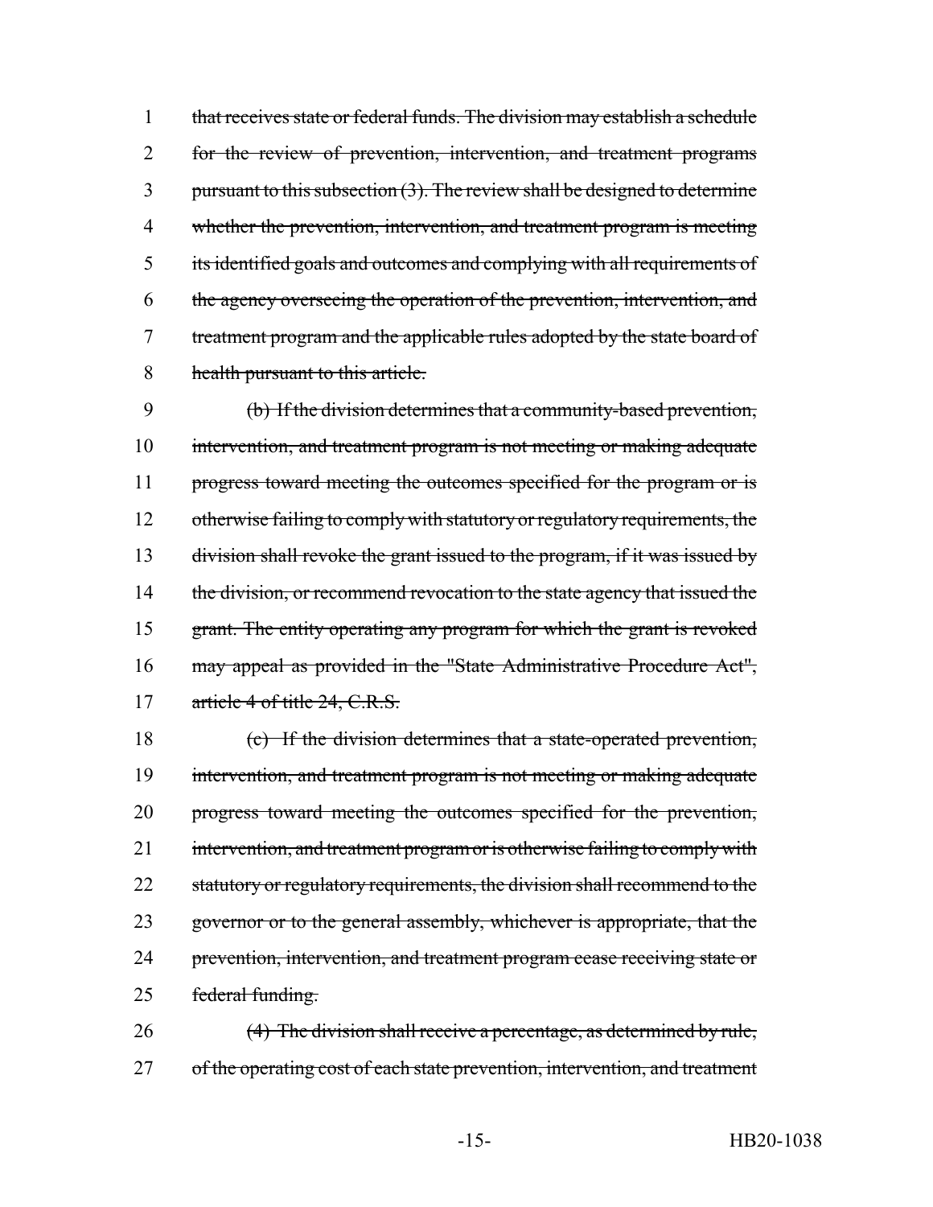that receives state or federal funds. The division may establish a schedule for the review of prevention, intervention, and treatment programs pursuant to this subsection (3). The review shall be designed to determine whether the prevention, intervention, and treatment program is meeting its identified goals and outcomes and complying with all requirements of the agency overseeing the operation of the prevention, intervention, and treatment program and the applicable rules adopted by the state board of health pursuant to this article.

(b) If the division determines that a community-based prevention, intervention, and treatment program is not meeting or making adequate progress toward meeting the outcomes specified for the program or is otherwise failing to comply with statutory or regulatory requirements, the division shall revoke the grant issued to the program, if it was issued by the division, or recommend revocation to the state agency that issued the grant. The entity operating any program for which the grant is revoked may appeal as provided in the "State Administrative Procedure Act", article 4 of title 24, C.R.S.

(c) If the division determines that a state-operated prevention, intervention, and treatment program is not meeting or making adequate progress toward meeting the outcomes specified for the prevention, intervention, and treatment program or is otherwise failing to comply with statutory or regulatory requirements, the division shall recommend to the governor or to the general assembly, whichever is appropriate, that the prevention, intervention, and treatment program cease receiving state or federal funding.

(4) The division shall receive a percentage, as determined by rule, of the operating cost of each state prevention, intervention, and treatment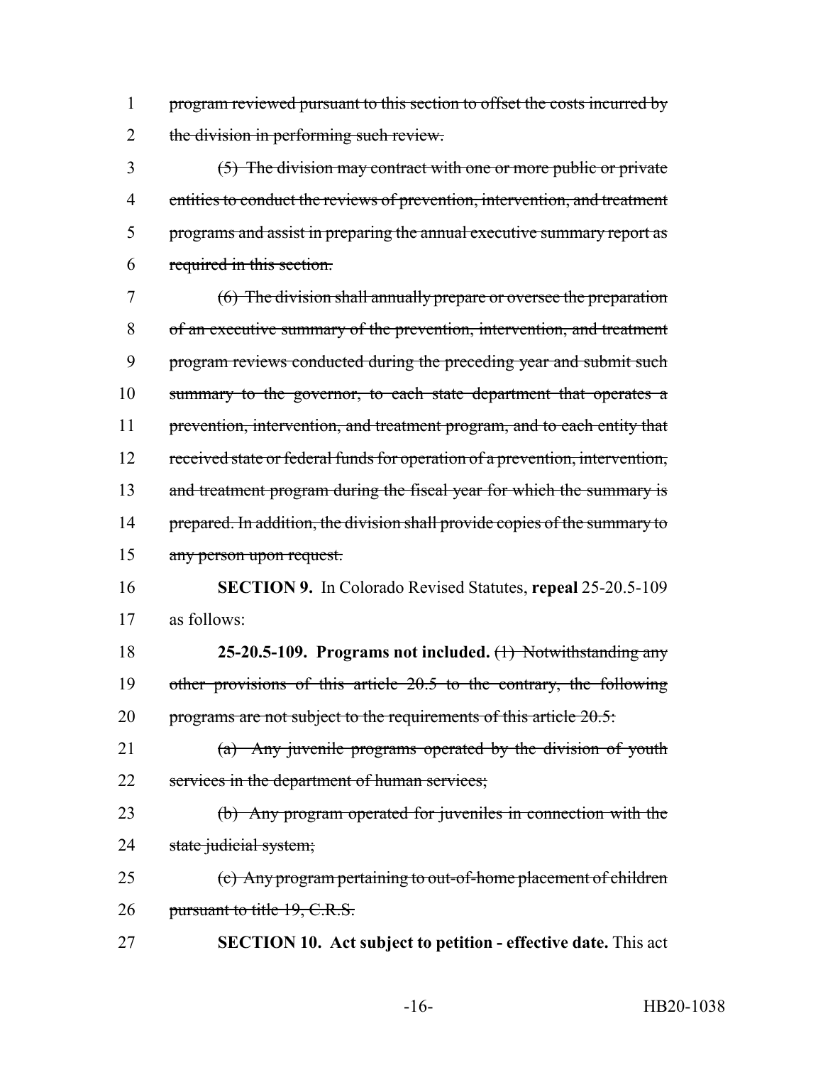~~program reviewed pursuant to this section to offset the costs incurred by the division in performing such review.~~

~~(5) The division may contract with one or more public or private entities to conduct the reviews of prevention, intervention, and treatment programs and assist in preparing the annual executive summary report as required in this section.~~

~~(6) The division shall annually prepare or oversee the preparation of an executive summary of the prevention, intervention, and treatment program reviews conducted during the preceding year and submit such summary to the governor, to each state department that operates a prevention, intervention, and treatment program, and to each entity that received state or federal funds for operation of a prevention, intervention, and treatment program during the fiscal year for which the summary is prepared. In addition, the division shall provide copies of the summary to any person upon request.~~

**SECTION 9.** In Colorado Revised Statutes, **repeal** 25-20.5-109 as follows:

**25-20.5-109. Programs not included.** ~~(1) Notwithstanding any other provisions of this article 20.5 to the contrary, the following programs are not subject to the requirements of this article 20.5:~~

~~(a) Any juvenile programs operated by the division of youth services in the department of human services;~~

~~(b) Any program operated for juveniles in connection with the state judicial system;~~

~~(c) Any program pertaining to out-of-home placement of children pursuant to title 19, C.R.S.~~

**SECTION 10. Act subject to petition - effective date.** This act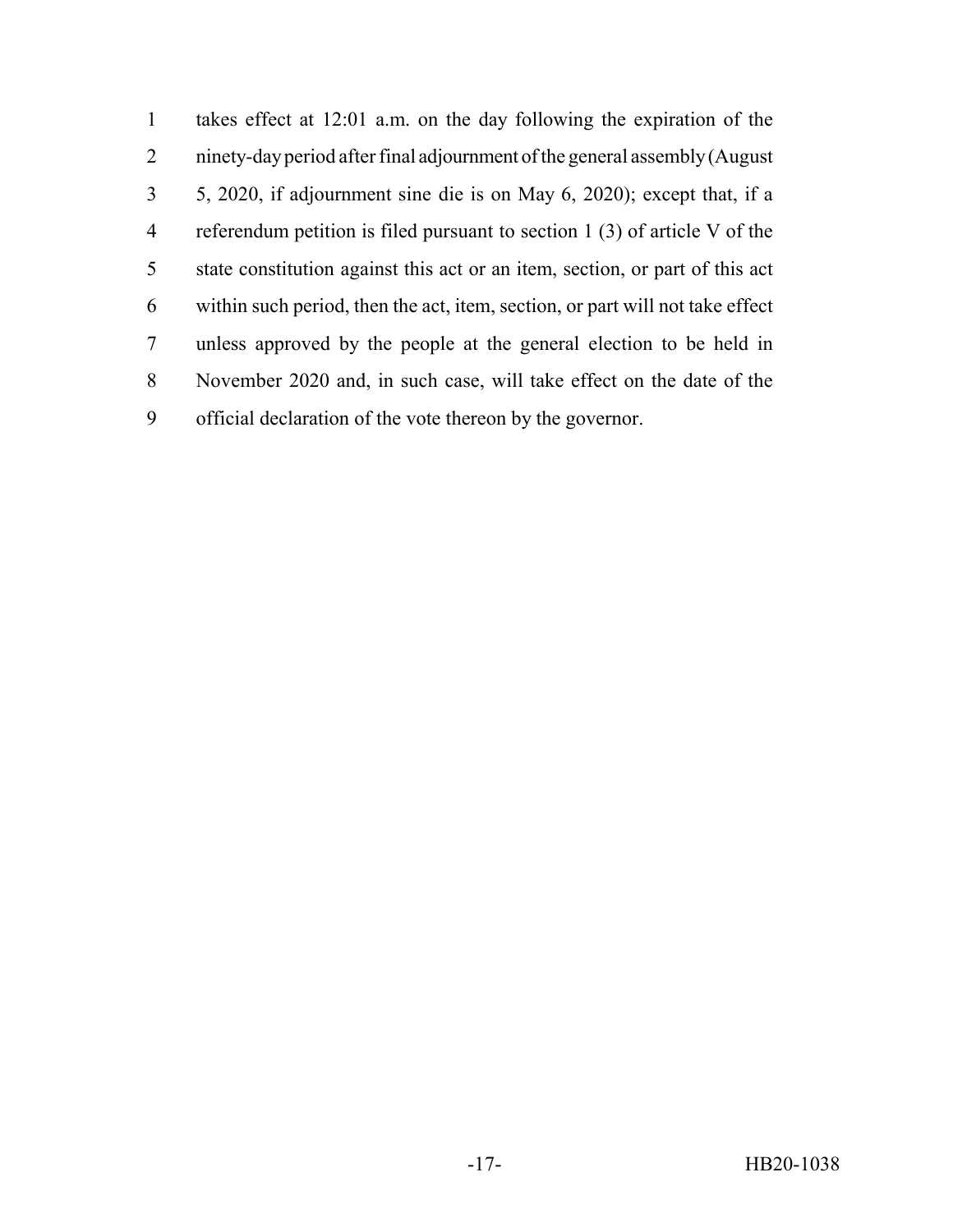takes effect at 12:01 a.m. on the day following the expiration of the ninety-day period after final adjournment of the general assembly (August 5, 2020, if adjournment sine die is on May 6, 2020); except that, if a referendum petition is filed pursuant to section 1 (3) of article V of the state constitution against this act or an item, section, or part of this act within such period, then the act, item, section, or part will not take effect unless approved by the people at the general election to be held in November 2020 and, in such case, will take effect on the date of the official declaration of the vote thereon by the governor.